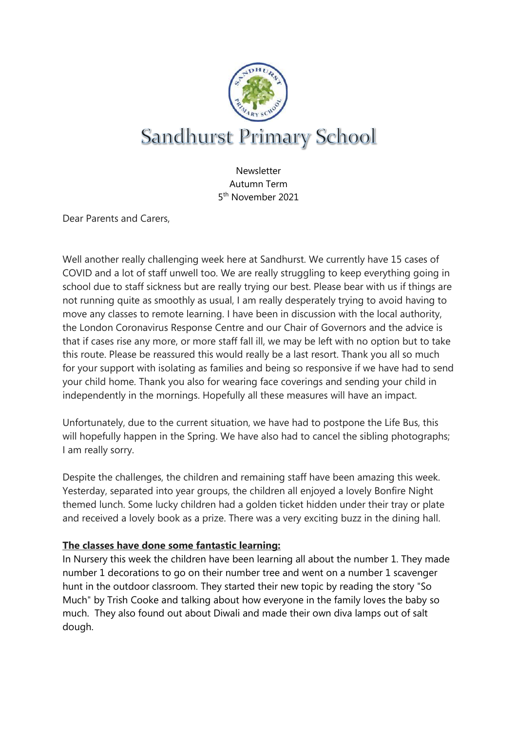# Sandhurst Primary School

Newsletter
Autumn Term
5th November 2021

Dear Parents and Carers,

Well another really challenging week here at Sandhurst. We currently have 15 cases of COVID and a lot of staff unwell too. We are really struggling to keep everything going in school due to staff sickness but are really trying our best. Please bear with us if things are not running quite as smoothly as usual, I am really desperately trying to avoid having to move any classes to remote learning. I have been in discussion with the local authority, the London Coronavirus Response Centre and our Chair of Governors and the advice is that if cases rise any more, or more staff fall ill, we may be left with no option but to take this route. Please be reassured this would really be a last resort. Thank you all so much for your support with isolating as families and being so responsive if we have had to send your child home. Thank you also for wearing face coverings and sending your child in independently in the mornings. Hopefully all these measures will have an impact.

Unfortunately, due to the current situation, we have had to postpone the Life Bus, this will hopefully happen in the Spring. We have also had to cancel the sibling photographs; I am really sorry.

Despite the challenges, the children and remaining staff have been amazing this week. Yesterday, separated into year groups, the children all enjoyed a lovely Bonfire Night themed lunch. Some lucky children had a golden ticket hidden under their tray or plate and received a lovely book as a prize. There was a very exciting buzz in the dining hall.

**The classes have done some fantastic learning:**

In Nursery this week the children have been learning all about the number 1. They made number 1 decorations to go on their number tree and went on a number 1 scavenger hunt in the outdoor classroom. They started their new topic by reading the story "So Much" by Trish Cooke and talking about how everyone in the family loves the baby so much. They also found out about Diwali and made their own diva lamps out of salt dough.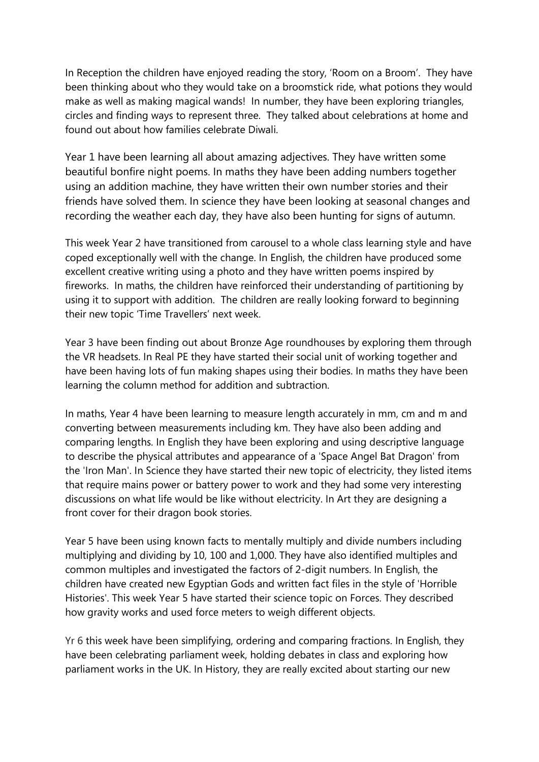In Reception the children have enjoyed reading the story, 'Room on a Broom'. They have been thinking about who they would take on a broomstick ride, what potions they would make as well as making magical wands! In number, they have been exploring triangles, circles and finding ways to represent three. They talked about celebrations at home and found out about how families celebrate Diwali.

Year 1 have been learning all about amazing adjectives. They have written some beautiful bonfire night poems. In maths they have been adding numbers together using an addition machine, they have written their own number stories and their friends have solved them. In science they have been looking at seasonal changes and recording the weather each day, they have also been hunting for signs of autumn.

This week Year 2 have transitioned from carousel to a whole class learning style and have coped exceptionally well with the change. In English, the children have produced some excellent creative writing using a photo and they have written poems inspired by fireworks. In maths, the children have reinforced their understanding of partitioning by using it to support with addition. The children are really looking forward to beginning their new topic 'Time Travellers' next week.

Year 3 have been finding out about Bronze Age roundhouses by exploring them through the VR headsets. In Real PE they have started their social unit of working together and have been having lots of fun making shapes using their bodies. In maths they have been learning the column method for addition and subtraction.

In maths, Year 4 have been learning to measure length accurately in mm, cm and m and converting between measurements including km. They have also been adding and comparing lengths. In English they have been exploring and using descriptive language to describe the physical attributes and appearance of a 'Space Angel Bat Dragon' from the 'Iron Man'. In Science they have started their new topic of electricity, they listed items that require mains power or battery power to work and they had some very interesting discussions on what life would be like without electricity. In Art they are designing a front cover for their dragon book stories.

Year 5 have been using known facts to mentally multiply and divide numbers including multiplying and dividing by 10, 100 and 1,000. They have also identified multiples and common multiples and investigated the factors of 2-digit numbers. In English, the children have created new Egyptian Gods and written fact files in the style of 'Horrible Histories'. This week Year 5 have started their science topic on Forces. They described how gravity works and used force meters to weigh different objects.

Yr 6 this week have been simplifying, ordering and comparing fractions. In English, they have been celebrating parliament week, holding debates in class and exploring how parliament works in the UK. In History, they are really excited about starting our new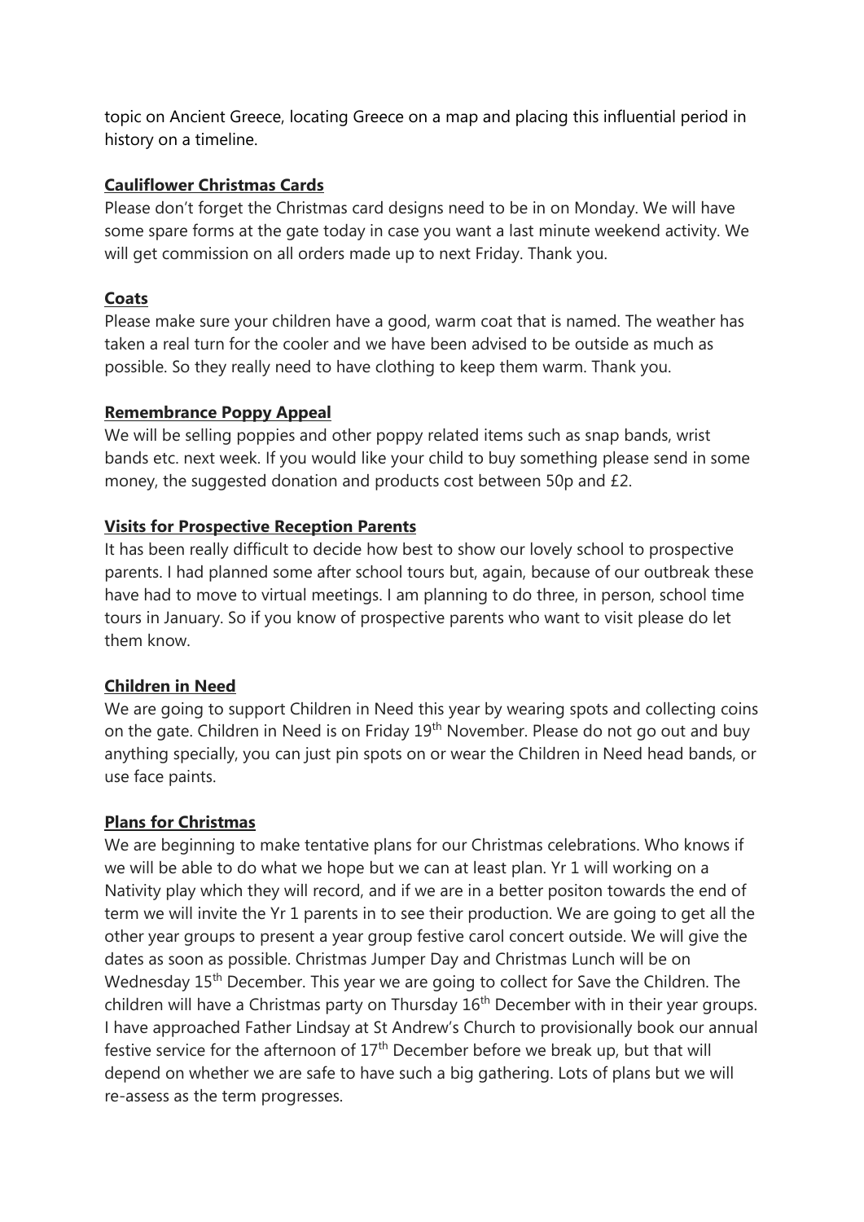topic on Ancient Greece, locating Greece on a map and placing this influential period in history on a timeline.

**Cauliflower Christmas Cards**

Please don't forget the Christmas card designs need to be in on Monday. We will have some spare forms at the gate today in case you want a last minute weekend activity. We will get commission on all orders made up to next Friday. Thank you.

**Coats**

Please make sure your children have a good, warm coat that is named. The weather has taken a real turn for the cooler and we have been advised to be outside as much as possible. So they really need to have clothing to keep them warm. Thank you.

**Remembrance Poppy Appeal**

We will be selling poppies and other poppy related items such as snap bands, wrist bands etc. next week. If you would like your child to buy something please send in some money, the suggested donation and products cost between 50p and £2.

**Visits for Prospective Reception Parents**

It has been really difficult to decide how best to show our lovely school to prospective parents. I had planned some after school tours but, again, because of our outbreak these have had to move to virtual meetings. I am planning to do three, in person, school time tours in January. So if you know of prospective parents who want to visit please do let them know.

**Children in Need**

We are going to support Children in Need this year by wearing spots and collecting coins on the gate. Children in Need is on Friday 19th November. Please do not go out and buy anything specially, you can just pin spots on or wear the Children in Need head bands, or use face paints.

**Plans for Christmas**

We are beginning to make tentative plans for our Christmas celebrations. Who knows if we will be able to do what we hope but we can at least plan. Yr 1 will working on a Nativity play which they will record, and if we are in a better positon towards the end of term we will invite the Yr 1 parents in to see their production. We are going to get all the other year groups to present a year group festive carol concert outside. We will give the dates as soon as possible. Christmas Jumper Day and Christmas Lunch will be on Wednesday 15th December. This year we are going to collect for Save the Children. The children will have a Christmas party on Thursday 16th December with in their year groups. I have approached Father Lindsay at St Andrew's Church to provisionally book our annual festive service for the afternoon of 17th December before we break up, but that will depend on whether we are safe to have such a big gathering. Lots of plans but we will re-assess as the term progresses.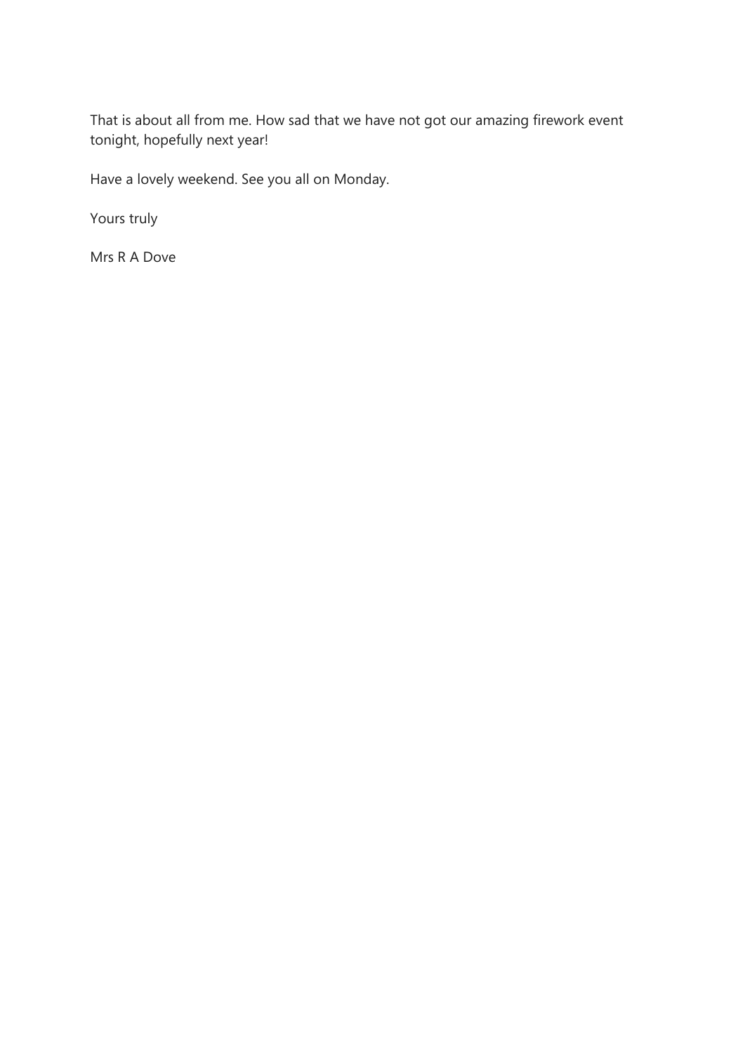That is about all from me. How sad that we have not got our amazing firework event tonight, hopefully next year!

Have a lovely weekend. See you all on Monday.

Yours truly

Mrs R A Dove